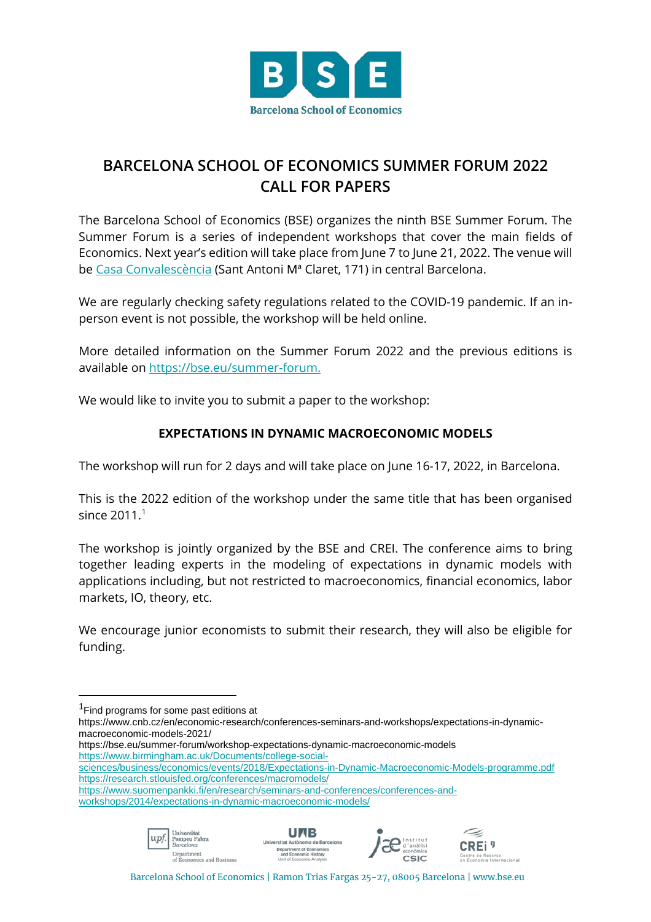Barcelona School of Economics

# BARCELONA SCHOOL OF ECONOMICS SUMMER FORUM 2022
# CALL FOR PAPERS

The Barcelona School of Economics (BSE) organizes the ninth BSE Summer Forum. The Summer Forum is a series of independent workshops that cover the main fields of Economics. Next year's edition will take place from June 7 to June 21, 2022. The venue will be [Casa Convalescència](Casa Convalescència) (Sant Antoni Mª Claret, 171) in central Barcelona.

We are regularly checking safety regulations related to the COVID-19 pandemic. If an in-person event is not possible, the workshop will be held online.

More detailed information on the Summer Forum 2022 and the previous editions is available on [https://bse.eu/summer-forum.](https://bse.eu/summer-forum)

We would like to invite you to submit a paper to the workshop:

**EXPECTATIONS IN DYNAMIC MACROECONOMIC MODELS**

The workshop will run for 2 days and will take place on June 16-17, 2022, in Barcelona.

This is the 2022 edition of the workshop under the same title that has been organised since 2011.[1]

The workshop is jointly organized by the BSE and CREI. The conference aims to bring together leading experts in the modeling of expectations in dynamic models with applications including, but not restricted to macroeconomics, financial economics, labor markets, IO, theory, etc.

We encourage junior economists to submit their research, they will also be eligible for funding.

---

[1] Find programs for some past editions at
https://www.cnb.cz/en/economic-research/conferences-seminars-and-workshops/expectations-in-dynamic-macroeconomic-models-2021/
https://bse.eu/summer-forum/workshop-expectations-dynamic-macroeconomic-models
https://www.birmingham.ac.uk/Documents/college-social-sciences/business/economics/events/2018/Expectations-in-Dynamic-Macroeconomic-Models-programme.pdf
https://research.stlouisfed.org/conferences/macromodels/
https://www.suomenpankki.fi/en/research/seminars-and-conferences/conferences-and-workshops/2014/expectations-in-dynamic-macroeconomic-models/

Universitat Pompeu Fabra Barcelona, Department of Economics and Business | Universitat Autònoma de Barcelona, Department of Economics and Economic History, Unit of Economic Analysis | Institut d'anàlisi econòmica CSIC | CREi Centre de Recerca en Economia Internacional

Barcelona School of Economics | Ramon Trias Fargas 25-27, 08005 Barcelona | www.bse.eu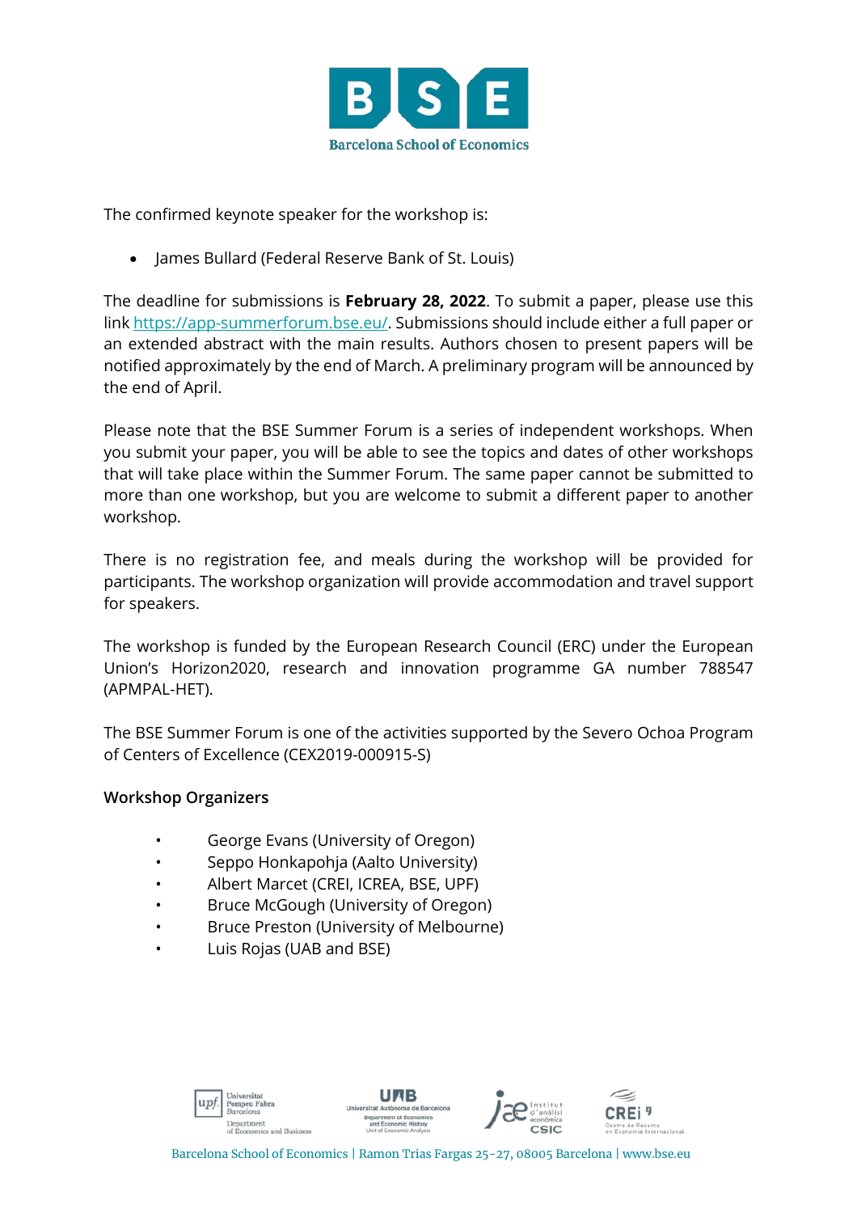The confirmed keynote speaker for the workshop is:

- James Bullard (Federal Reserve Bank of St. Louis)

The deadline for submissions is **February 28, 2022**. To submit a paper, please use this link https://app-summerforum.bse.eu/. Submissions should include either a full paper or an extended abstract with the main results. Authors chosen to present papers will be notified approximately by the end of March. A preliminary program will be announced by the end of April.

Please note that the BSE Summer Forum is a series of independent workshops. When you submit your paper, you will be able to see the topics and dates of other workshops that will take place within the Summer Forum. The same paper cannot be submitted to more than one workshop, but you are welcome to submit a different paper to another workshop.

There is no registration fee, and meals during the workshop will be provided for participants. The workshop organization will provide accommodation and travel support for speakers.

The workshop is funded by the European Research Council (ERC) under the European Union's Horizon2020, research and innovation programme GA number 788547 (APMPAL-HET).

The BSE Summer Forum is one of the activities supported by the Severo Ochoa Program of Centers of Excellence (CEX2019-000915-S)

**Workshop Organizers**

- George Evans (University of Oregon)
- Seppo Honkapohja (Aalto University)
- Albert Marcet (CREI, ICREA, BSE, UPF)
- Bruce McGough (University of Oregon)
- Bruce Preston (University of Melbourne)
- Luis Rojas (UAB and BSE)